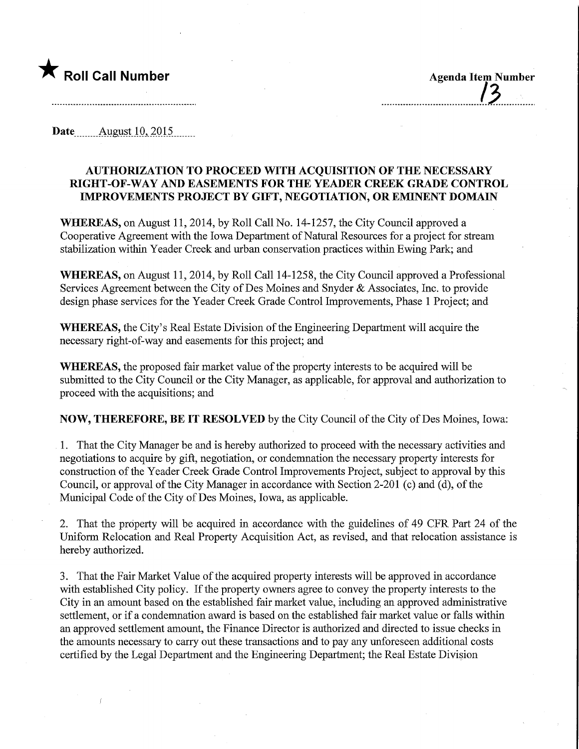★ **Roll Call Number**

**Agenda Item Number**
13

**Date** August 10, 2015

### AUTHORIZATION TO PROCEED WITH ACQUISITION OF THE NECESSARY RIGHT-OF-WAY AND EASEMENTS FOR THE YEADER CREEK GRADE CONTROL IMPROVEMENTS PROJECT BY GIFT, NEGOTIATION, OR EMINENT DOMAIN

**WHEREAS,** on August 11, 2014, by Roll Call No. 14-1257, the City Council approved a Cooperative Agreement with the Iowa Department of Natural Resources for a project for stream stabilization within Yeader Creek and urban conservation practices within Ewing Park; and

**WHEREAS,** on August 11, 2014, by Roll Call 14-1258, the City Council approved a Professional Services Agreement between the City of Des Moines and Snyder & Associates, Inc. to provide design phase services for the Yeader Creek Grade Control Improvements, Phase 1 Project; and

**WHEREAS,** the City's Real Estate Division of the Engineering Department will acquire the necessary right-of-way and easements for this project; and

**WHEREAS,** the proposed fair market value of the property interests to be acquired will be submitted to the City Council or the City Manager, as applicable, for approval and authorization to proceed with the acquisitions; and

**NOW, THEREFORE, BE IT RESOLVED** by the City Council of the City of Des Moines, Iowa:

1. That the City Manager be and is hereby authorized to proceed with the necessary activities and negotiations to acquire by gift, negotiation, or condemnation the necessary property interests for construction of the Yeader Creek Grade Control Improvements Project, subject to approval by this Council, or approval of the City Manager in accordance with Section 2-201 (c) and (d), of the Municipal Code of the City of Des Moines, Iowa, as applicable.

2. That the property will be acquired in accordance with the guidelines of 49 CFR Part 24 of the Uniform Relocation and Real Property Acquisition Act, as revised, and that relocation assistance is hereby authorized.

3. That the Fair Market Value of the acquired property interests will be approved in accordance with established City policy. If the property owners agree to convey the property interests to the City in an amount based on the established fair market value, including an approved administrative settlement, or if a condemnation award is based on the established fair market value or falls within an approved settlement amount, the Finance Director is authorized and directed to issue checks in the amounts necessary to carry out these transactions and to pay any unforeseen additional costs certified by the Legal Department and the Engineering Department; the Real Estate Division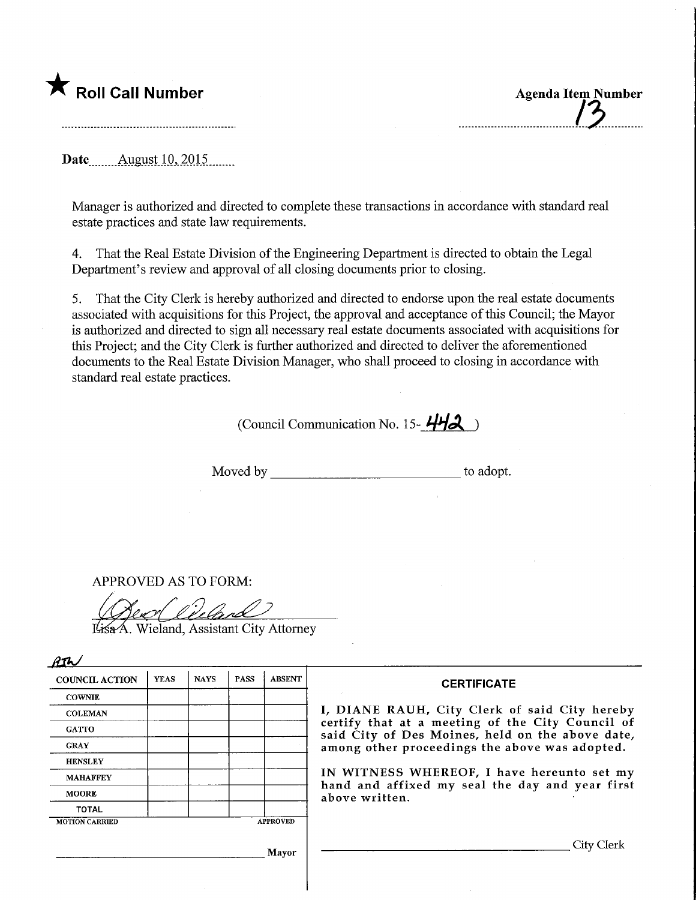★ **Roll Call Number**

**Agenda Item Number**
13

Date August 10, 2015

Manager is authorized and directed to complete these transactions in accordance with standard real estate practices and state law requirements.

4. That the Real Estate Division of the Engineering Department is directed to obtain the Legal Department's review and approval of all closing documents prior to closing.

5. That the City Clerk is hereby authorized and directed to endorse upon the real estate documents associated with acquisitions for this Project, the approval and acceptance of this Council; the Mayor is authorized and directed to sign all necessary real estate documents associated with acquisitions for this Project; and the City Clerk is further authorized and directed to deliver the aforementioned documents to the Real Estate Division Manager, who shall proceed to closing in accordance with standard real estate practices.

(Council Communication No. 15- 442 )

Moved by ____________________________ to adopt.

APPROVED AS TO FORM:

Lisa A. Wieland, Assistant City Attorney

RTW

| COUNCIL ACTION | YEAS | NAYS | PASS | ABSENT |
|---|---|---|---|---|
| COWNIE | | | | |
| COLEMAN | | | | |
| GATTO | | | | |
| GRAY | | | | |
| HENSLEY | | | | |
| MAHAFFEY | | | | |
| MOORE | | | | |
| TOTAL | | | | |

MOTION CARRIED APPROVED

______________________________ Mayor

**CERTIFICATE**

I, DIANE RAUH, City Clerk of said City hereby certify that at a meeting of the City Council of said City of Des Moines, held on the above date, among other proceedings the above was adopted.

IN WITNESS WHEREOF, I have hereunto set my hand and affixed my seal the day and year first above written.

______________________________ City Clerk